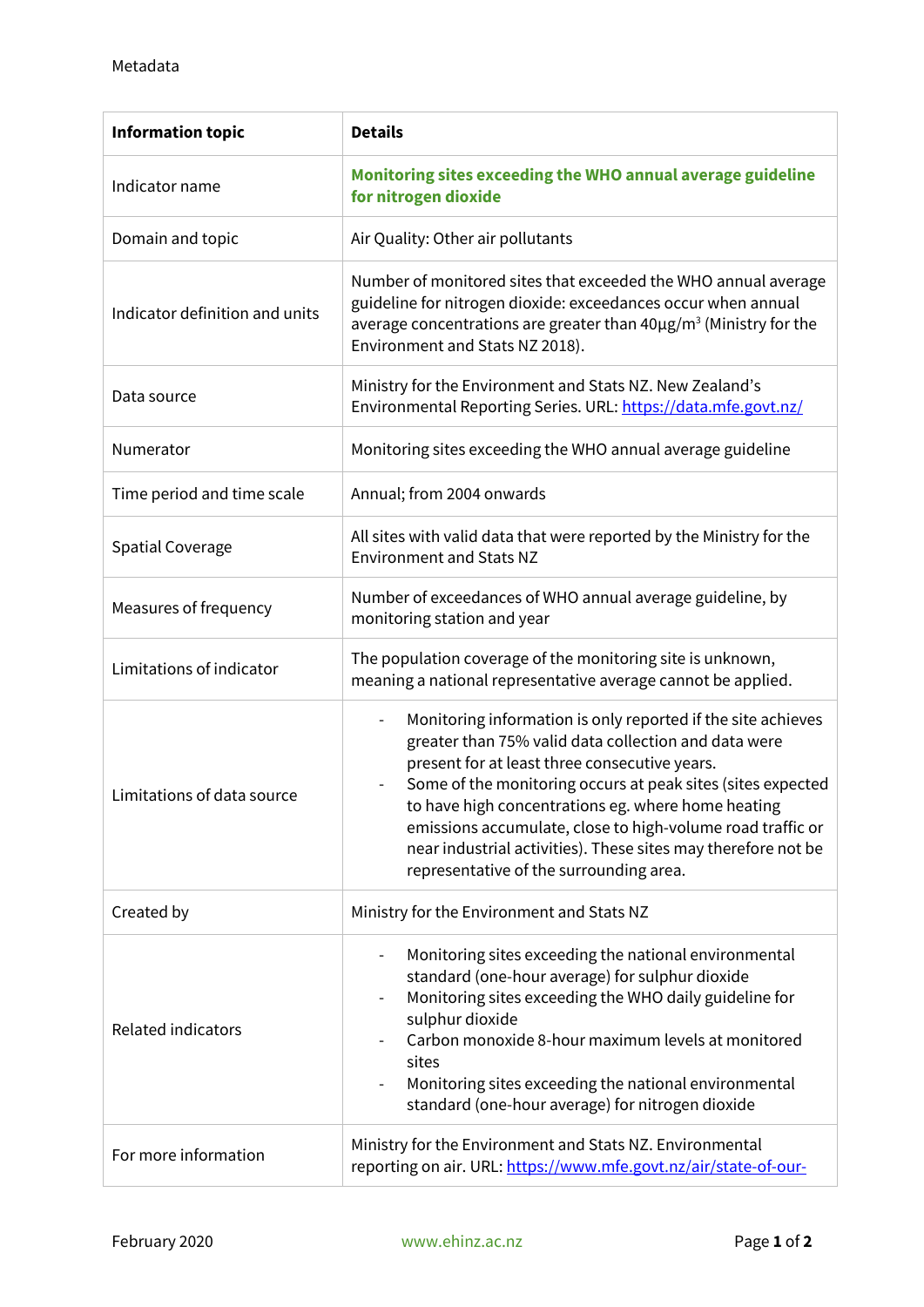Metadata

| Information topic | Details |
|---|---|
| Indicator name | **Monitoring sites exceeding the WHO annual average guideline for nitrogen dioxide** |
| Domain and topic | Air Quality: Other air pollutants |
| Indicator definition and units | Number of monitored sites that exceeded the WHO annual average guideline for nitrogen dioxide: exceedances occur when annual average concentrations are greater than 40µg/m$^3$ (Ministry for the Environment and Stats NZ 2018). |
| Data source | Ministry for the Environment and Stats NZ. New Zealand's Environmental Reporting Series. URL: https://data.mfe.govt.nz/ |
| Numerator | Monitoring sites exceeding the WHO annual average guideline |
| Time period and time scale | Annual; from 2004 onwards |
| Spatial Coverage | All sites with valid data that were reported by the Ministry for the Environment and Stats NZ |
| Measures of frequency | Number of exceedances of WHO annual average guideline, by monitoring station and year |
| Limitations of indicator | The population coverage of the monitoring site is unknown, meaning a national representative average cannot be applied. |
| Limitations of data source | - Monitoring information is only reported if the site achieves greater than 75% valid data collection and data were present for at least three consecutive years.<br>- Some of the monitoring occurs at peak sites (sites expected to have high concentrations eg. where home heating emissions accumulate, close to high-volume road traffic or near industrial activities). These sites may therefore not be representative of the surrounding area. |
| Created by | Ministry for the Environment and Stats NZ |
| Related indicators | - Monitoring sites exceeding the national environmental standard (one-hour average) for sulphur dioxide<br>- Monitoring sites exceeding the WHO daily guideline for sulphur dioxide<br>- Carbon monoxide 8-hour maximum levels at monitored sites<br>- Monitoring sites exceeding the national environmental standard (one-hour average) for nitrogen dioxide |
| For more information | Ministry for the Environment and Stats NZ. Environmental reporting on air. URL: https://www.mfe.govt.nz/air/state-of-our- |

February 2020 www.ehinz.ac.nz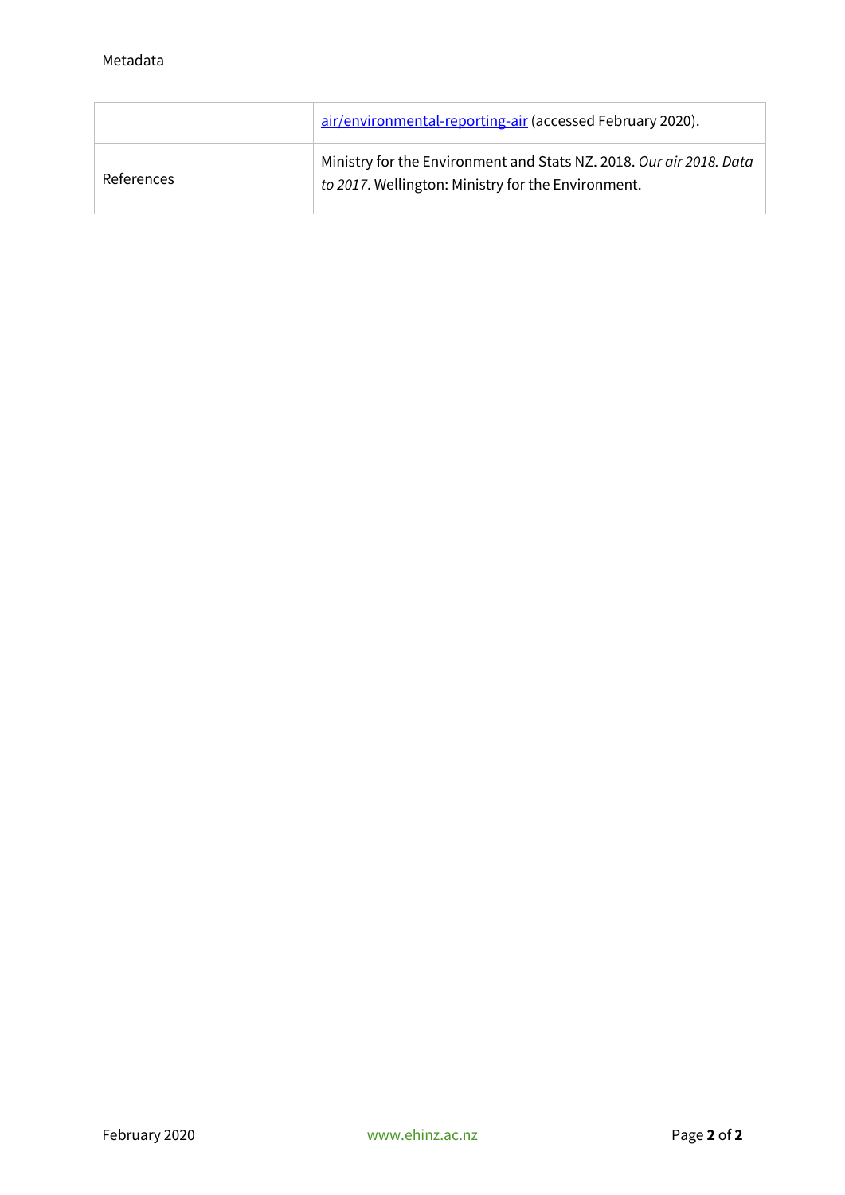| | |
|---|---|
| | air/environmental-reporting-air (accessed February 2020). |
| References | Ministry for the Environment and Stats NZ. 2018. *Our air 2018. Data to 2017*. Wellington: Ministry for the Environment. |